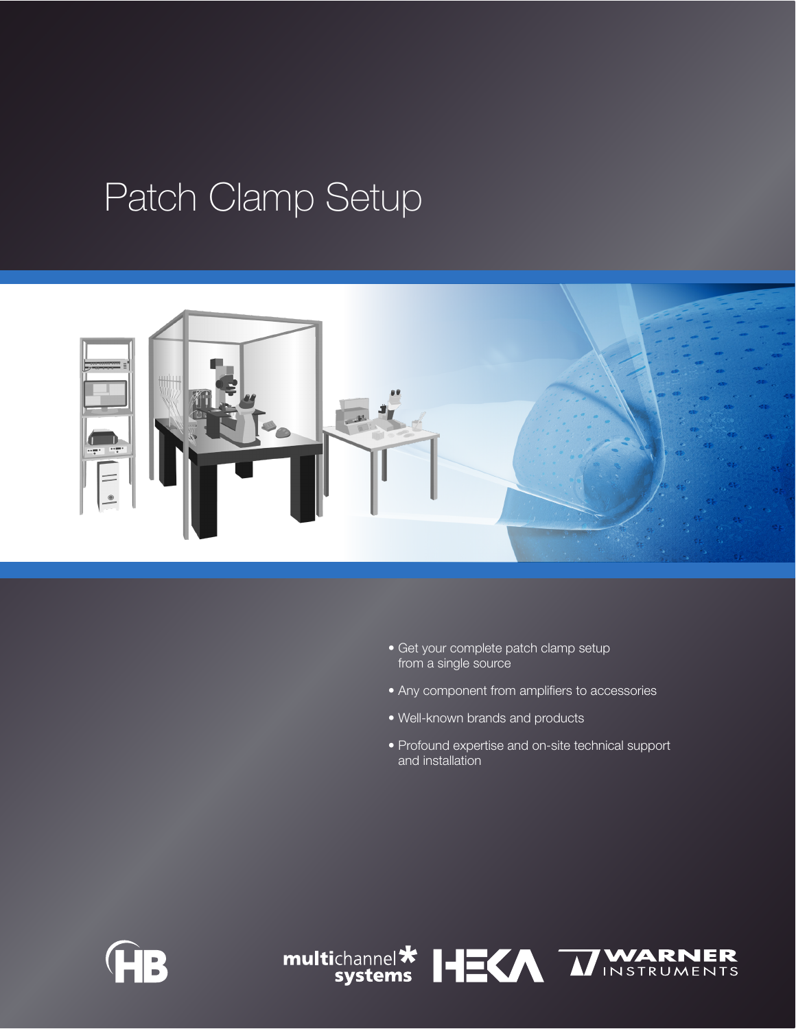# Patch Clamp Setup

- Get your complete patch clamp setup from a single source
- Any component from amplifiers to accessories
- Well-known brands and products
- Profound expertise and on-site technical support and installation

HB

multichannel systems HEKA WARNER INSTRUMENTS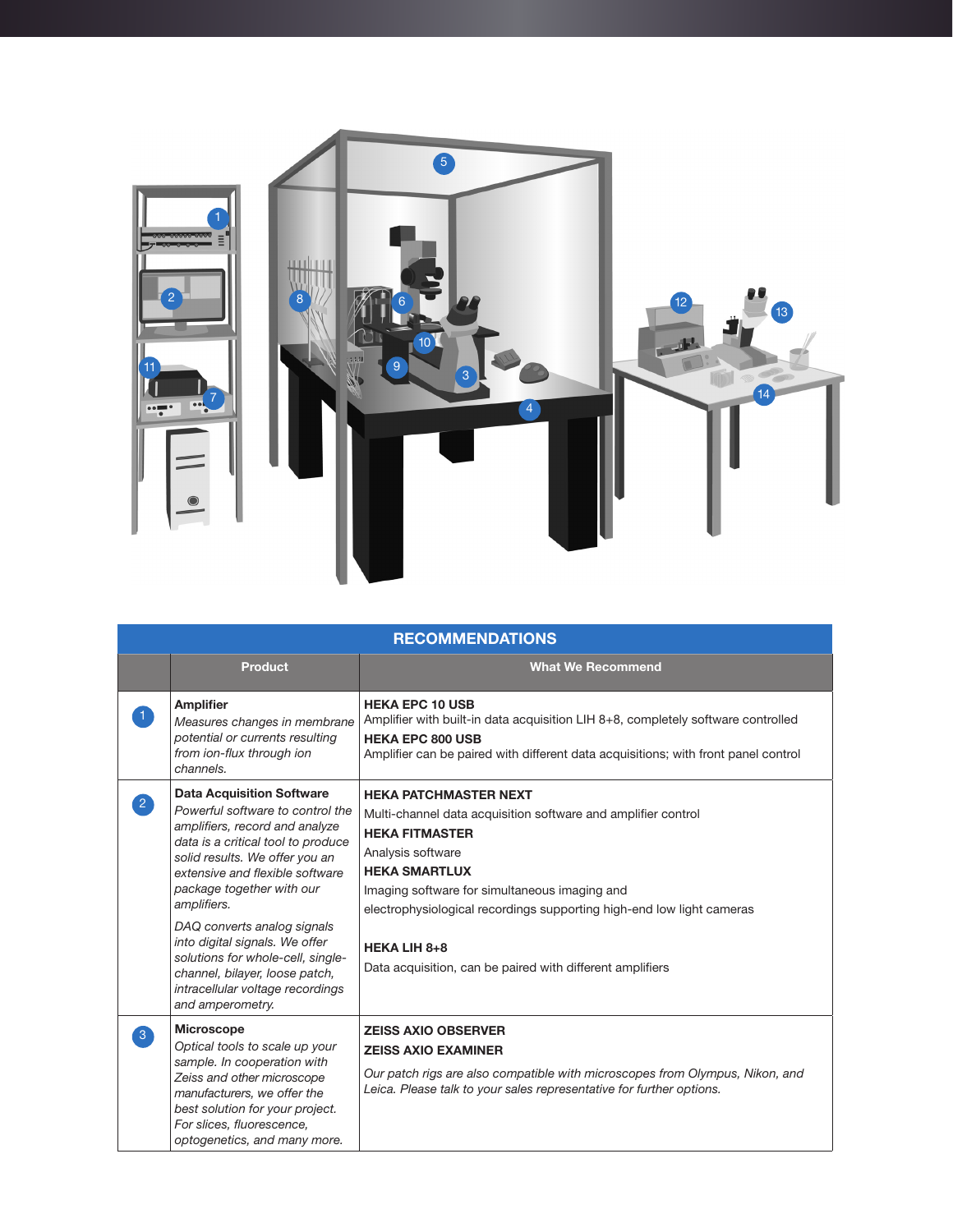## RECOMMENDATIONS

| | Product | What We Recommend |
|---|---|---|
| 1 | **Amplifier**<br>*Measures changes in membrane potential or currents resulting from ion-flux through ion channels.* | **HEKA EPC 10 USB**<br>Amplifier with built-in data acquisition LIH 8+8, completely software controlled<br>**HEKA EPC 800 USB**<br>Amplifier can be paired with different data acquisitions; with front panel control |
| 2 | **Data Acquisition Software**<br>*Powerful software to control the amplifiers, record and analyze data is a critical tool to produce solid results. We offer you an extensive and flexible software package together with our amplifiers.*<br>*DAQ converts analog signals into digital signals. We offer solutions for whole-cell, single-channel, bilayer, loose patch, intracellular voltage recordings and amperometry.* | **HEKA PATCHMASTER NEXT**<br>Multi-channel data acquisition software and amplifier control<br>**HEKA FITMASTER**<br>Analysis software<br>**HEKA SMARTLUX**<br>Imaging software for simultaneous imaging and electrophysiological recordings supporting high-end low light cameras<br>**HEKA LIH 8+8**<br>Data acquisition, can be paired with different amplifiers |
| 3 | **Microscope**<br>*Optical tools to scale up your sample. In cooperation with Zeiss and other microscope manufacturers, we offer the best solution for your project. For slices, fluorescence, optogenetics, and many more.* | **ZEISS AXIO OBSERVER**<br>**ZEISS AXIO EXAMINER**<br>*Our patch rigs are also compatible with microscopes from Olympus, Nikon, and Leica. Please talk to your sales representative for further options.* |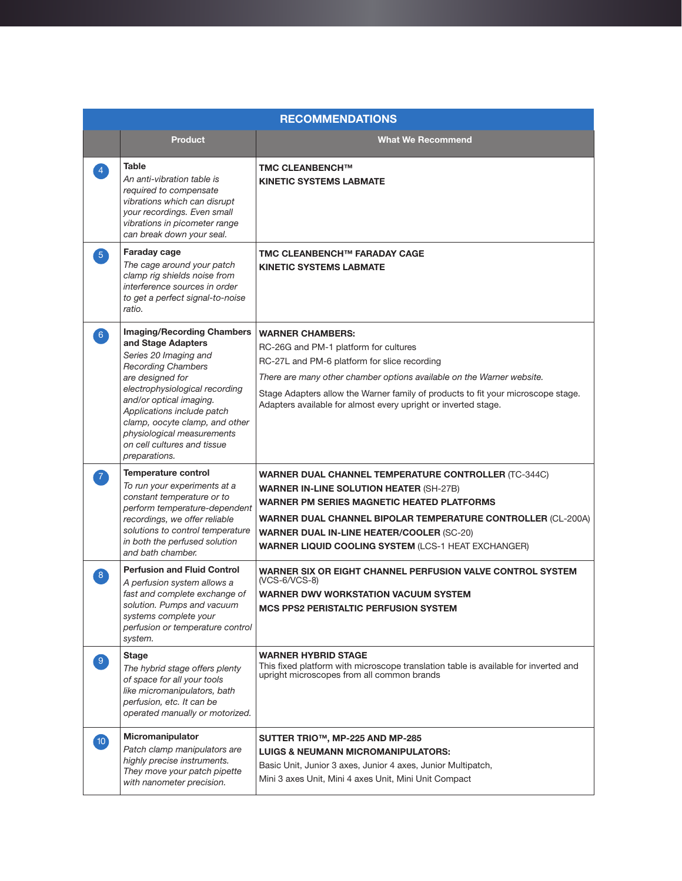## RECOMMENDATIONS

| | Product | What We Recommend |
|---|---|---|
| 4 | **Table**<br>*An anti-vibration table is required to compensate vibrations which can disrupt your recordings. Even small vibrations in picometer range can break down your seal.* | **TMC CLEANBENCH™**<br>**KINETIC SYSTEMS LABMATE** |
| 5 | **Faraday cage**<br>*The cage around your patch clamp rig shields noise from interference sources in order to get a perfect signal-to-noise ratio.* | **TMC CLEANBENCH™ FARADAY CAGE**<br>**KINETIC SYSTEMS LABMATE** |
| 6 | **Imaging/Recording Chambers and Stage Adapters**<br>*Series 20 Imaging and Recording Chambers are designed for electrophysiological recording and/or optical imaging. Applications include patch clamp, oocyte clamp, and other physiological measurements on cell cultures and tissue preparations.* | **WARNER CHAMBERS:**<br>RC-26G and PM-1 platform for cultures<br>RC-27L and PM-6 platform for slice recording<br>*There are many other chamber options available on the Warner website.*<br>Stage Adapters allow the Warner family of products to fit your microscope stage. Adapters available for almost every upright or inverted stage. |
| 7 | **Temperature control**<br>*To run your experiments at a constant temperature or to perform temperature-dependent recordings, we offer reliable solutions to control temperature in both the perfused solution and bath chamber.* | **WARNER DUAL CHANNEL TEMPERATURE CONTROLLER** (TC-344C)<br>**WARNER IN-LINE SOLUTION HEATER** (SH-27B)<br>**WARNER PM SERIES MAGNETIC HEATED PLATFORMS**<br>**WARNER DUAL CHANNEL BIPOLAR TEMPERATURE CONTROLLER** (CL-200A)<br>**WARNER DUAL IN-LINE HEATER/COOLER** (SC-20)<br>**WARNER LIQUID COOLING SYSTEM** (LCS-1 HEAT EXCHANGER) |
| 8 | **Perfusion and Fluid Control**<br>*A perfusion system allows a fast and complete exchange of solution. Pumps and vacuum systems complete your perfusion or temperature control system.* | **WARNER SIX OR EIGHT CHANNEL PERFUSION VALVE CONTROL SYSTEM** (VCS-6/VCS-8)<br>**WARNER DWV WORKSTATION VACUUM SYSTEM**<br>**MCS PPS2 PERISTALTIC PERFUSION SYSTEM** |
| 9 | **Stage**<br>*The hybrid stage offers plenty of space for all your tools like micromanipulators, bath perfusion, etc. It can be operated manually or motorized.* | **WARNER HYBRID STAGE**<br>This fixed platform with microscope translation table is available for inverted and upright microscopes from all common brands |
| 10 | **Micromanipulator**<br>*Patch clamp manipulators are highly precise instruments. They move your patch pipette with nanometer precision.* | **SUTTER TRIO™, MP-225 AND MP-285**<br>**LUIGS & NEUMANN MICROMANIPULATORS:**<br>Basic Unit, Junior 3 axes, Junior 4 axes, Junior Multipatch,<br>Mini 3 axes Unit, Mini 4 axes Unit, Mini Unit Compact |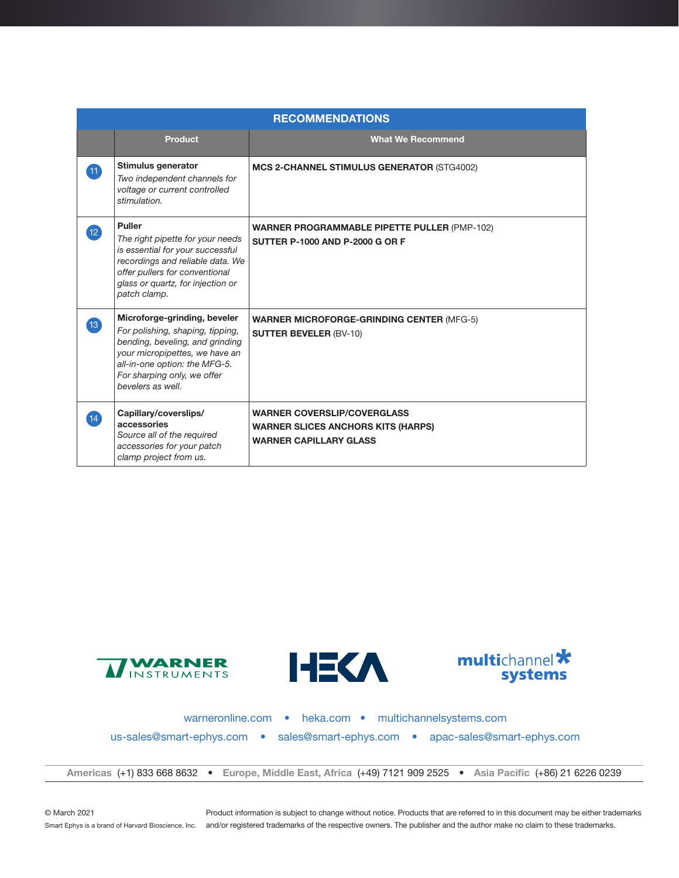## RECOMMENDATIONS

| | Product | What We Recommend |
|---|---|---|
| 11 | **Stimulus generator**<br>*Two independent channels for voltage or current controlled stimulation.* | **MCS 2-CHANNEL STIMULUS GENERATOR** (STG4002) |
| 12 | **Puller**<br>*The right pipette for your needs is essential for your successful recordings and reliable data. We offer pullers for conventional glass or quartz, for injection or patch clamp.* | **WARNER PROGRAMMABLE PIPETTE PULLER** (PMP-102)<br>**SUTTER P-1000 AND P-2000 G OR F** |
| 13 | **Microforge-grinding, beveler**<br>*For polishing, shaping, tipping, bending, beveling, and grinding your micropipettes, we have an all-in-one option: the MFG-5. For sharping only, we offer bevelers as well.* | **WARNER MICROFORGE-GRINDING CENTER** (MFG-5)<br>**SUTTER BEVELER** (BV-10) |
| 14 | **Capillary/coverslips/ accessories**<br>*Source all of the required accessories for your patch clamp project from us.* | **WARNER COVERSLIP/COVERGLASS**<br>**WARNER SLICES ANCHORS KITS (HARPS)**<br>**WARNER CAPILLARY GLASS** |

WARNER INSTRUMENTS HEKA multichannel systems

warneronline.com • heka.com • multichannelsystems.com

us-sales@smart-ephys.com • sales@smart-ephys.com • apac-sales@smart-ephys.com

**Americas** (+1) 833 668 8632 • **Europe, Middle East, Africa** (+49) 7121 909 2525 • **Asia Pacific** (+86) 21 6226 0239

© March 2021

Smart Ephys is a brand of Harvard Bioscience, Inc.

Product information is subject to change without notice. Products that are referred to in this document may be either trademarks and/or registered trademarks of the respective owners. The publisher and the author make no claim to these trademarks.